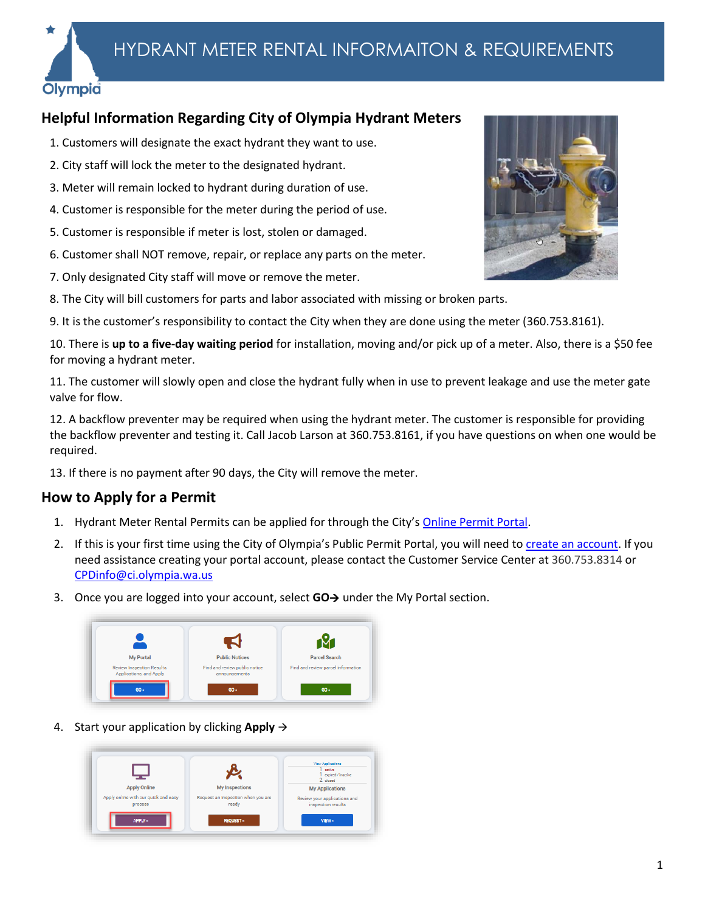# HYDRANT METER RENTAL INFORMAITON & REQUIREMENTS

## Helpful Information Regarding City of Olympia Hydrant Meters

1. Customers will designate the exact hydrant they want to use.
2. City staff will lock the meter to the designated hydrant.
3. Meter will remain locked to hydrant during duration of use.
4. Customer is responsible for the meter during the period of use.
5. Customer is responsible if meter is lost, stolen or damaged.
6. Customer shall NOT remove, repair, or replace any parts on the meter.
7. Only designated City staff will move or remove the meter.
8. The City will bill customers for parts and labor associated with missing or broken parts.
9. It is the customer's responsibility to contact the City when they are done using the meter (360.753.8161).
10. There is **up to a five-day waiting period** for installation, moving and/or pick up of a meter. Also, there is a $50 fee for moving a hydrant meter.
11. The customer will slowly open and close the hydrant fully when in use to prevent leakage and use the meter gate valve for flow.
12. A backflow preventer may be required when using the hydrant meter. The customer is responsible for providing the backflow preventer and testing it. Call Jacob Larson at 360.753.8161, if you have questions on when one would be required.
13. If there is no payment after 90 days, the City will remove the meter.

## How to Apply for a Permit

1. Hydrant Meter Rental Permits can be applied for through the City's Online Permit Portal.
2. If this is your first time using the City of Olympia's Public Permit Portal, you will need to create an account. If you need assistance creating your portal account, please contact the Customer Service Center at 360.753.8314 or CPDinfo@ci.olympia.wa.us
3. Once you are logged into your account, select **GO→** under the My Portal section.
4. Start your application by clicking **Apply** →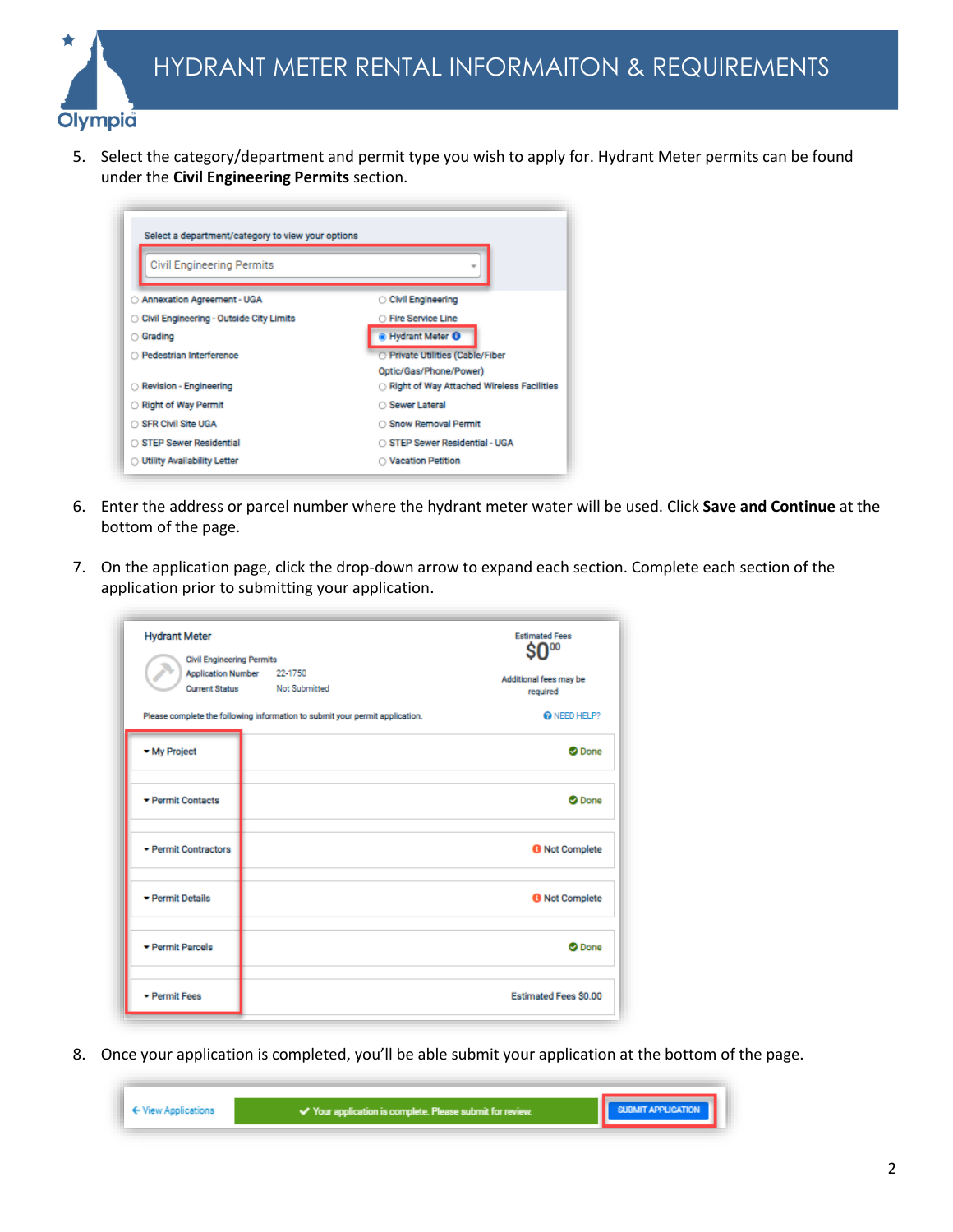5. Select the category/department and permit type you wish to apply for. Hydrant Meter permits can be found under the **Civil Engineering Permits** section.

6. Enter the address or parcel number where the hydrant meter water will be used. Click **Save and Continue** at the bottom of the page.

7. On the application page, click the drop-down arrow to expand each section. Complete each section of the application prior to submitting your application.

8. Once your application is completed, you'll be able submit your application at the bottom of the page.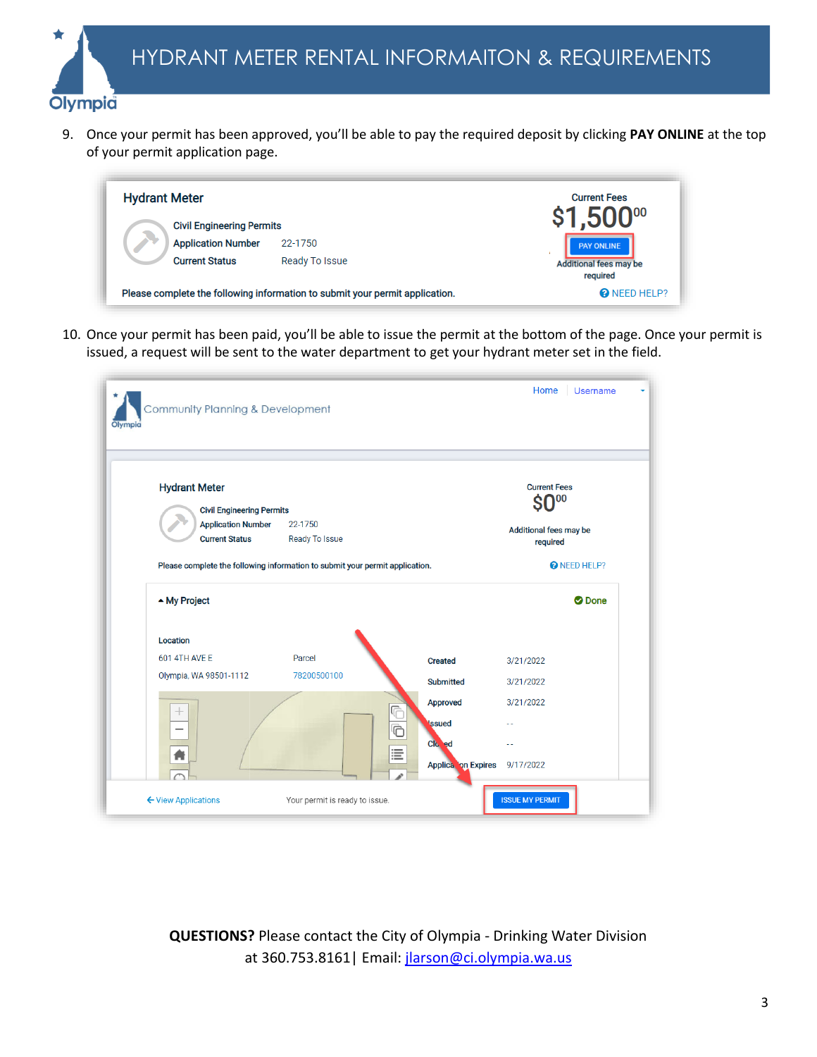9. Once your permit has been approved, you'll be able to pay the required deposit by clicking **PAY ONLINE** at the top of your permit application page.

Hydrant Meter

Civil Engineering Permits
Application Number 22-1750
Current Status Ready To Issue

Current Fees
$1,500.00
PAY ONLINE
Additional fees may be required

Please complete the following information to submit your permit application.

NEED HELP?

10. Once your permit has been paid, you'll be able to issue the permit at the bottom of the page. Once your permit is issued, a request will be sent to the water department to get your hydrant meter set in the field.

Community Planning & Development

Home | Username

Hydrant Meter

Civil Engineering Permits
Application Number 22-1750
Current Status Ready To Issue

Current Fees
$0.00
Additional fees may be required

Please complete the following information to submit your permit application.

NEED HELP?

My Project

Done

Location
601 4TH AVE E
Olympia, WA 98501-1112

Parcel
78200500100

Created 3/21/2022
Submitted 3/21/2022
Approved 3/21/2022
Issued --
Closed --
Application Expires 9/17/2022

View Applications

Your permit is ready to issue.

ISSUE MY PERMIT

**QUESTIONS?** Please contact the City of Olympia - Drinking Water Division at 360.753.8161| Email: jlarson@ci.olympia.wa.us